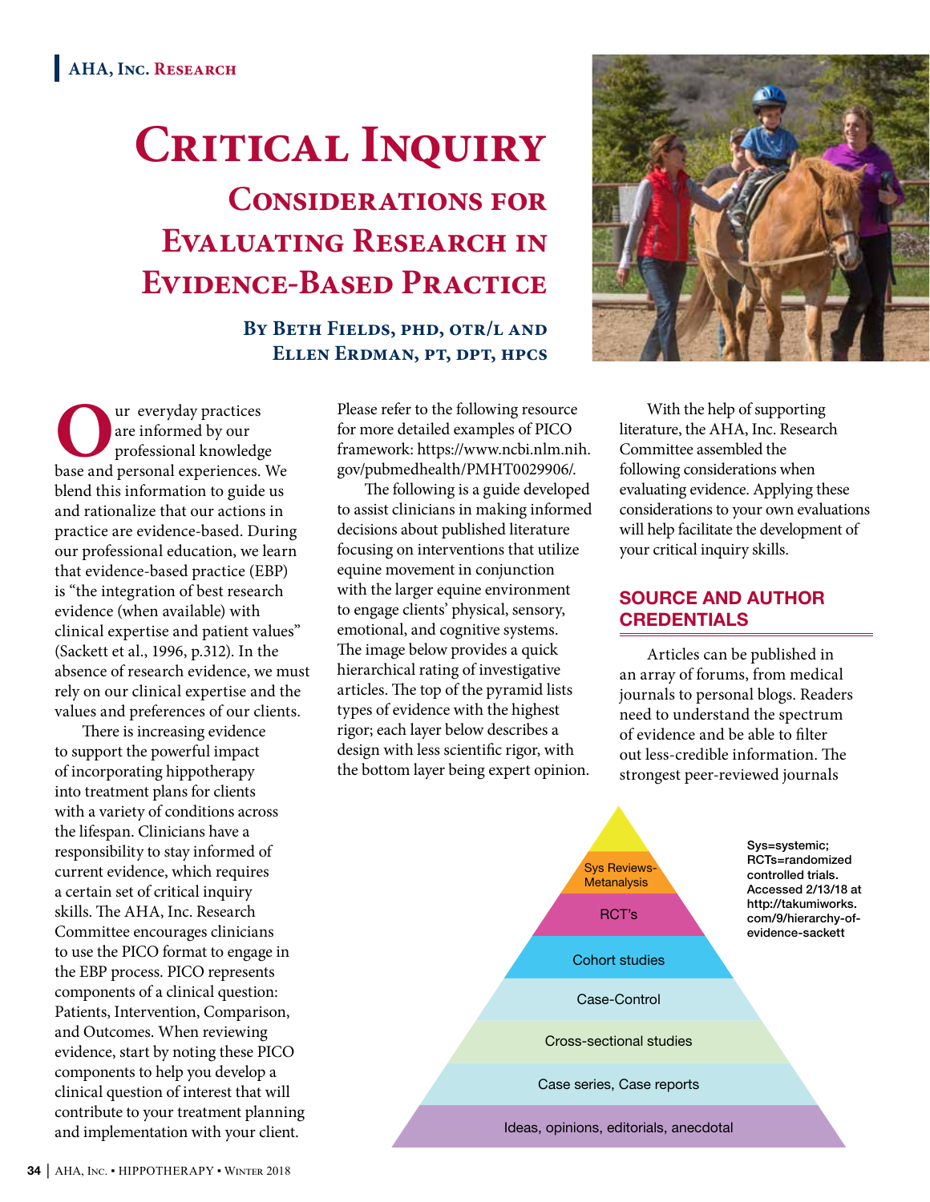AHA, Inc. Research

# Critical Inquiry

## Considerations for Evaluating Research in Evidence-Based Practice

**By Beth Fields, PhD, OTR/L and Ellen Erdman, PT, DPT, HPCS**

Our everyday practices are informed by our professional knowledge base and personal experiences. We blend this information to guide us and rationalize that our actions in practice are evidence-based. During our professional education, we learn that evidence-based practice (EBP) is "the integration of best research evidence (when available) with clinical expertise and patient values" (Sackett et al., 1996, p.312). In the absence of research evidence, we must rely on our clinical expertise and the values and preferences of our clients.

There is increasing evidence to support the powerful impact of incorporating hippotherapy into treatment plans for clients with a variety of conditions across the lifespan. Clinicians have a responsibility to stay informed of current evidence, which requires a certain set of critical inquiry skills. The AHA, Inc. Research Committee encourages clinicians to use the PICO format to engage in the EBP process. PICO represents components of a clinical question: Patients, Intervention, Comparison, and Outcomes. When reviewing evidence, start by noting these PICO components to help you develop a clinical question of interest that will contribute to your treatment planning and implementation with your client.

Please refer to the following resource for more detailed examples of PICO framework: https://www.ncbi.nlm.nih.gov/pubmedhealth/PMHT0029906/.

The following is a guide developed to assist clinicians in making informed decisions about published literature focusing on interventions that utilize equine movement in conjunction with the larger equine environment to engage clients' physical, sensory, emotional, and cognitive systems. The image below provides a quick hierarchical rating of investigative articles. The top of the pyramid lists types of evidence with the highest rigor; each layer below describes a design with less scientific rigor, with the bottom layer being expert opinion.

With the help of supporting literature, the AHA, Inc. Research Committee assembled the following considerations when evaluating evidence. Applying these considerations to your own evaluations will help facilitate the development of your critical inquiry skills.

### SOURCE AND AUTHOR CREDENTIALS

Articles can be published in an array of forums, from medical journals to personal blogs. Readers need to understand the spectrum of evidence and be able to filter out less-credible information. The strongest peer-reviewed journals

- Sys Reviews-Metanalysis
- RCT's
- Cohort studies
- Case-Control
- Cross-sectional studies
- Case series, Case reports
- Ideas, opinions, editorials, anecdotal

Sys=systemic; RCTs=randomized controlled trials. Accessed 2/13/18 at http://takumiworks.com/9/hierarchy-of-evidence-sackett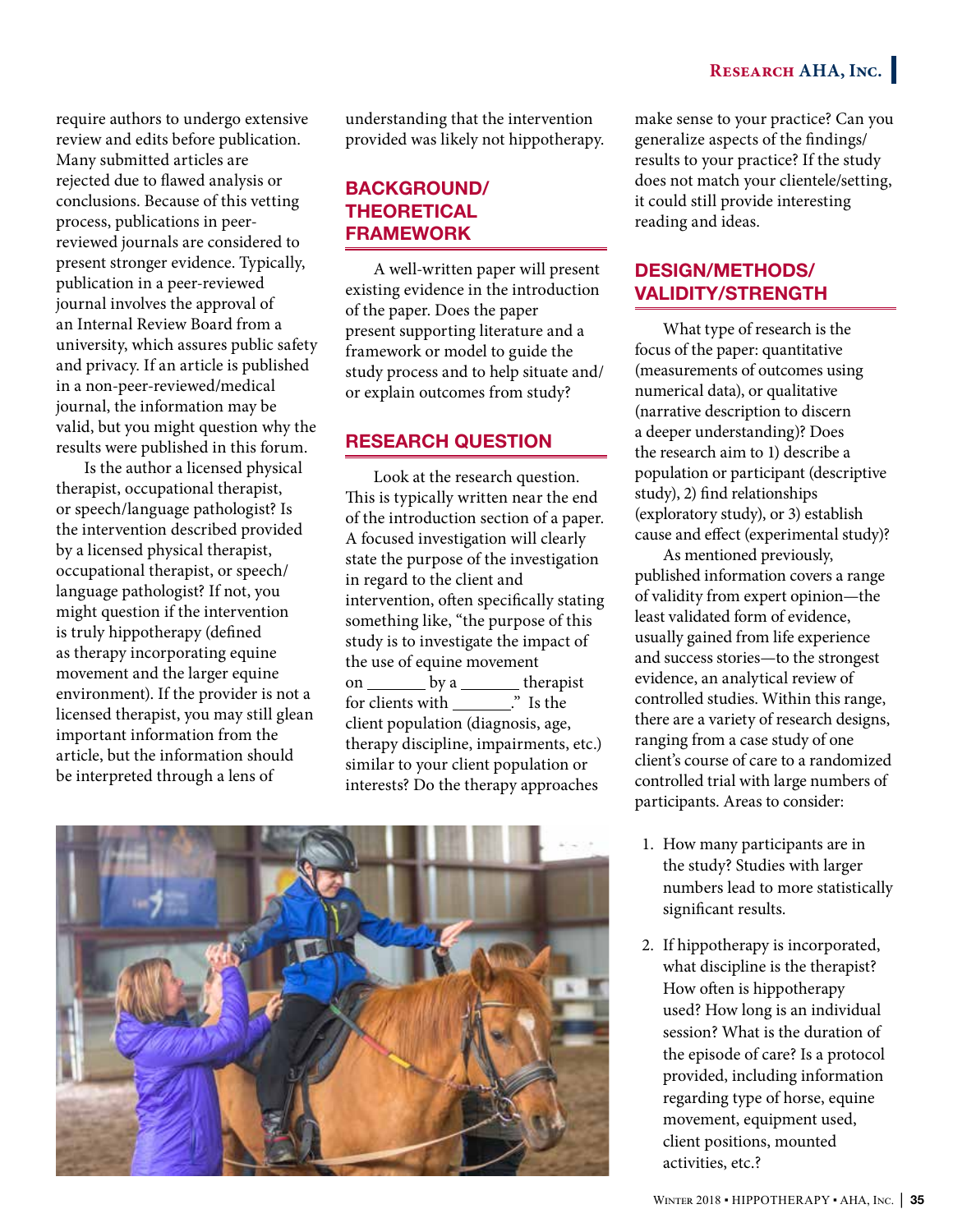require authors to undergo extensive review and edits before publication. Many submitted articles are rejected due to flawed analysis or conclusions. Because of this vetting process, publications in peer-reviewed journals are considered to present stronger evidence. Typically, publication in a peer-reviewed journal involves the approval of an Internal Review Board from a university, which assures public safety and privacy. If an article is published in a non-peer-reviewed/medical journal, the information may be valid, but you might question why the results were published in this forum.

Is the author a licensed physical therapist, occupational therapist, or speech/language pathologist? Is the intervention described provided by a licensed physical therapist, occupational therapist, or speech/language pathologist? If not, you might question if the intervention is truly hippotherapy (defined as therapy incorporating equine movement and the larger equine environment). If the provider is not a licensed therapist, you may still glean important information from the article, but the information should be interpreted through a lens of understanding that the intervention provided was likely not hippotherapy.

## BACKGROUND/ THEORETICAL FRAMEWORK

A well-written paper will present existing evidence in the introduction of the paper. Does the paper present supporting literature and a framework or model to guide the study process and to help situate and/or explain outcomes from study?

## RESEARCH QUESTION

Look at the research question. This is typically written near the end of the introduction section of a paper. A focused investigation will clearly state the purpose of the investigation in regard to the client and intervention, often specifically stating something like, "the purpose of this study is to investigate the impact of the use of equine movement on _______ by a _______ therapist for clients with _______." Is the client population (diagnosis, age, therapy discipline, impairments, etc.) similar to your client population or interests? Do the therapy approaches make sense to your practice? Can you generalize aspects of the findings/results to your practice? If the study does not match your clientele/setting, it could still provide interesting reading and ideas.

## DESIGN/METHODS/ VALIDITY/STRENGTH

What type of research is the focus of the paper: quantitative (measurements of outcomes using numerical data), or qualitative (narrative description to discern a deeper understanding)? Does the research aim to 1) describe a population or participant (descriptive study), 2) find relationships (exploratory study), or 3) establish cause and effect (experimental study)?

As mentioned previously, published information covers a range of validity from expert opinion—the least validated form of evidence, usually gained from life experience and success stories—to the strongest evidence, an analytical review of controlled studies. Within this range, there are a variety of research designs, ranging from a case study of one client's course of care to a randomized controlled trial with large numbers of participants. Areas to consider:

1. How many participants are in the study? Studies with larger numbers lead to more statistically significant results.
2. If hippotherapy is incorporated, what discipline is the therapist? How often is hippotherapy used? How long is an individual session? What is the duration of the episode of care? Is a protocol provided, including information regarding type of horse, equine movement, equipment used, client positions, mounted activities, etc.?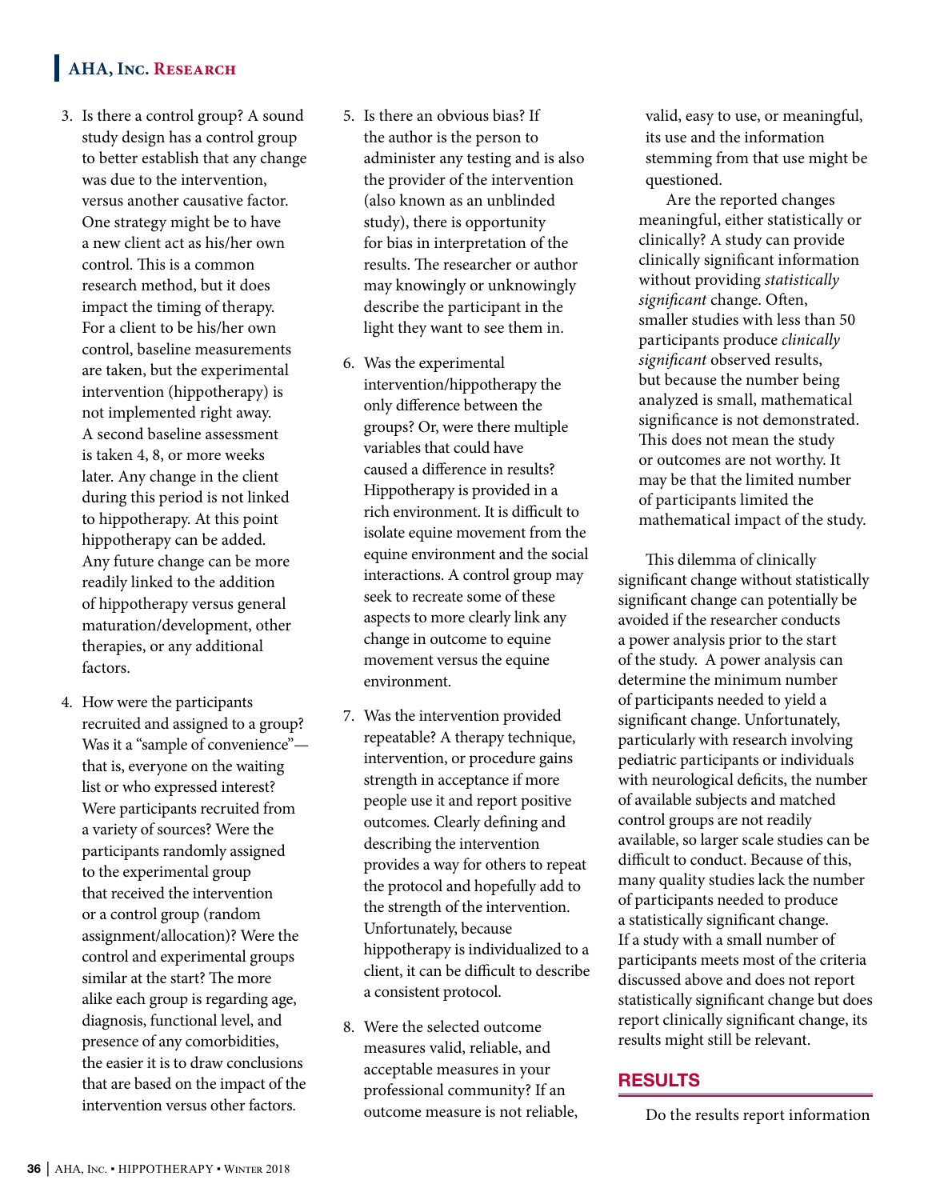3. Is there a control group? A sound study design has a control group to better establish that any change was due to the intervention, versus another causative factor. One strategy might be to have a new client act as his/her own control. This is a common research method, but it does impact the timing of therapy. For a client to be his/her own control, baseline measurements are taken, but the experimental intervention (hippotherapy) is not implemented right away. A second baseline assessment is taken 4, 8, or more weeks later. Any change in the client during this period is not linked to hippotherapy. At this point hippotherapy can be added. Any future change can be more readily linked to the addition of hippotherapy versus general maturation/development, other therapies, or any additional factors.

4. How were the participants recruited and assigned to a group? Was it a "sample of convenience"—that is, everyone on the waiting list or who expressed interest? Were participants recruited from a variety of sources? Were the participants randomly assigned to the experimental group that received the intervention or a control group (random assignment/allocation)? Were the control and experimental groups similar at the start? The more alike each group is regarding age, diagnosis, functional level, and presence of any comorbidities, the easier it is to draw conclusions that are based on the impact of the intervention versus other factors.

5. Is there an obvious bias? If the author is the person to administer any testing and is also the provider of the intervention (also known as an unblinded study), there is opportunity for bias in interpretation of the results. The researcher or author may knowingly or unknowingly describe the participant in the light they want to see them in.

6. Was the experimental intervention/hippotherapy the only difference between the groups? Or, were there multiple variables that could have caused a difference in results? Hippotherapy is provided in a rich environment. It is difficult to isolate equine movement from the equine environment and the social interactions. A control group may seek to recreate some of these aspects to more clearly link any change in outcome to equine movement versus the equine environment.

7. Was the intervention provided repeatable? A therapy technique, intervention, or procedure gains strength in acceptance if more people use it and report positive outcomes. Clearly defining and describing the intervention provides a way for others to repeat the protocol and hopefully add to the strength of the intervention. Unfortunately, because hippotherapy is individualized to a client, it can be difficult to describe a consistent protocol.

8. Were the selected outcome measures valid, reliable, and acceptable measures in your professional community? If an outcome measure is not reliable, valid, easy to use, or meaningful, its use and the information stemming from that use might be questioned.

   Are the reported changes meaningful, either statistically or clinically? A study can provide clinically significant information without providing *statistically significant* change. Often, smaller studies with less than 50 participants produce *clinically significant* observed results, but because the number being analyzed is small, mathematical significance is not demonstrated. This does not mean the study or outcomes are not worthy. It may be that the limited number of participants limited the mathematical impact of the study.

This dilemma of clinically significant change without statistically significant change can potentially be avoided if the researcher conducts a power analysis prior to the start of the study. A power analysis can determine the minimum number of participants needed to yield a significant change. Unfortunately, particularly with research involving pediatric participants or individuals with neurological deficits, the number of available subjects and matched control groups are not readily available, so larger scale studies can be difficult to conduct. Because of this, many quality studies lack the number of participants needed to produce a statistically significant change. If a study with a small number of participants meets most of the criteria discussed above and does not report statistically significant change but does report clinically significant change, its results might still be relevant.

## RESULTS

Do the results report information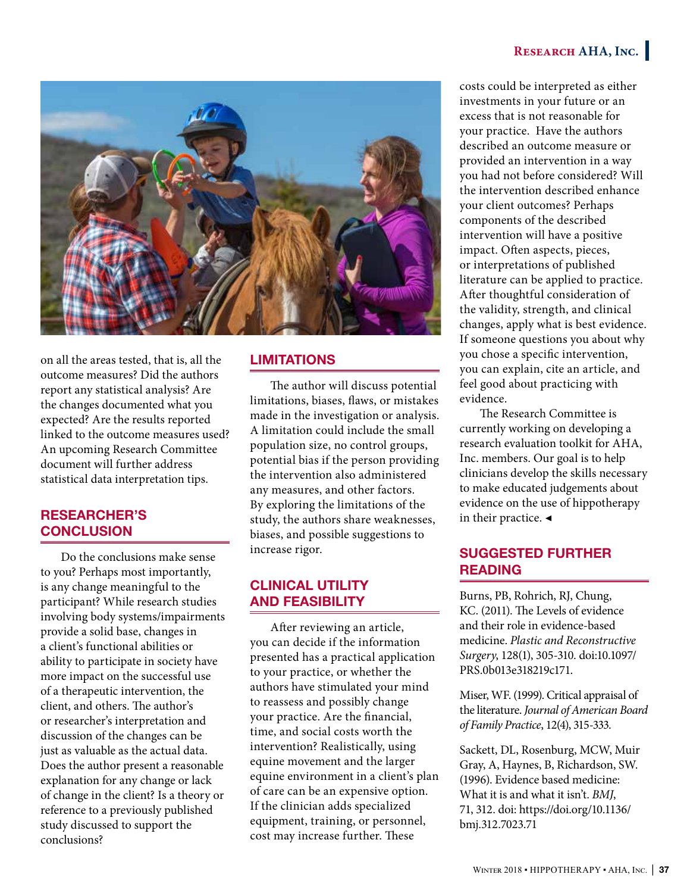on all the areas tested, that is, all the outcome measures? Did the authors report any statistical analysis? Are the changes documented what you expected? Are the results reported linked to the outcome measures used? An upcoming Research Committee document will further address statistical data interpretation tips.

## RESEARCHER'S CONCLUSION

Do the conclusions make sense to you? Perhaps most importantly, is any change meaningful to the participant? While research studies involving body systems/impairments provide a solid base, changes in a client's functional abilities or ability to participate in society have more impact on the successful use of a therapeutic intervention, the client, and others. The author's or researcher's interpretation and discussion of the changes can be just as valuable as the actual data. Does the author present a reasonable explanation for any change or lack of change in the client? Is a theory or reference to a previously published study discussed to support the conclusions?

## LIMITATIONS

The author will discuss potential limitations, biases, flaws, or mistakes made in the investigation or analysis. A limitation could include the small population size, no control groups, potential bias if the person providing the intervention also administered any measures, and other factors. By exploring the limitations of the study, the authors share weaknesses, biases, and possible suggestions to increase rigor.

## CLINICAL UTILITY AND FEASIBILITY

After reviewing an article, you can decide if the information presented has a practical application to your practice, or whether the authors have stimulated your mind to reassess and possibly change your practice. Are the financial, time, and social costs worth the intervention? Realistically, using equine movement and the larger equine environment in a client's plan of care can be an expensive option. If the clinician adds specialized equipment, training, or personnel, cost may increase further. These costs could be interpreted as either investments in your future or an excess that is not reasonable for your practice. Have the authors described an outcome measure or provided an intervention in a way you had not before considered? Will the intervention described enhance your client outcomes? Perhaps components of the described intervention will have a positive impact. Often aspects, pieces, or interpretations of published literature can be applied to practice. After thoughtful consideration of the validity, strength, and clinical changes, apply what is best evidence. If someone questions you about why you chose a specific intervention, you can explain, cite an article, and feel good about practicing with evidence.

The Research Committee is currently working on developing a research evaluation toolkit for AHA, Inc. members. Our goal is to help clinicians develop the skills necessary to make educated judgements about evidence on the use of hippotherapy in their practice. ◂

## SUGGESTED FURTHER READING

Burns, PB, Rohrich, RJ, Chung, KC. (2011). The Levels of evidence and their role in evidence-based medicine. *Plastic and Reconstructive Surgery*, 128(1), 305-310. doi:10.1097/PRS.0b013e318219c171.

Miser, WF. (1999). Critical appraisal of the literature. *Journal of American Board of Family Practice*, 12(4), 315-333.

Sackett, DL, Rosenburg, MCW, Muir Gray, A, Haynes, B, Richardson, SW. (1996). Evidence based medicine: What it is and what it isn't. *BMJ*, 71, 312. doi: https://doi.org/10.1136/bmj.312.7023.71